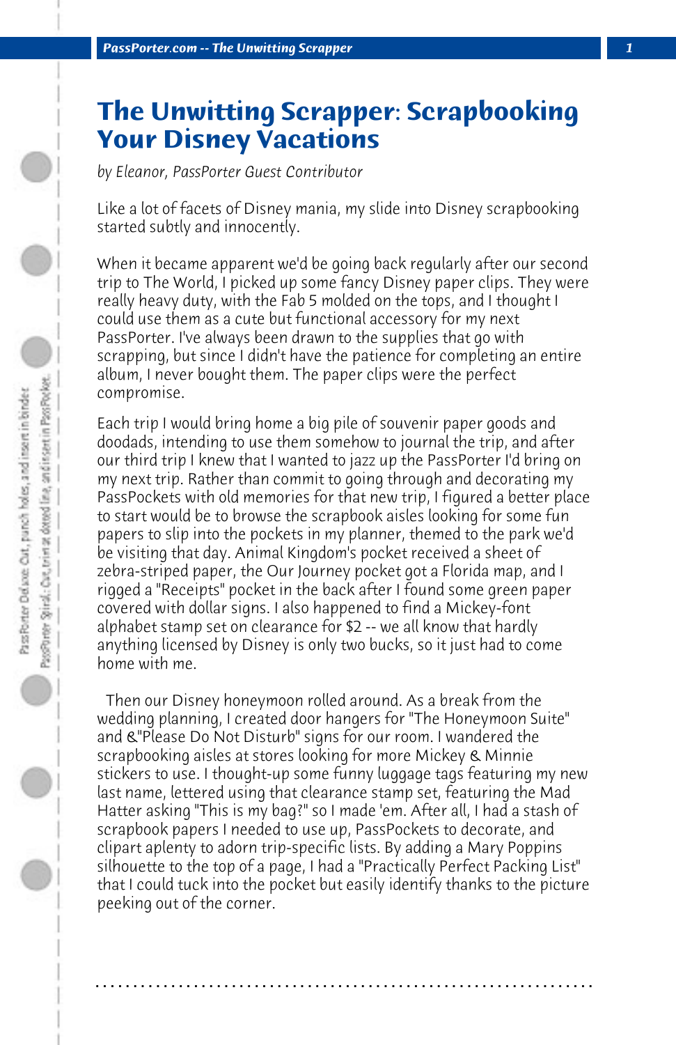# The Unwitting Scrapper: Scrapbooking Your Disney Vacations

*by Eleanor, PassPorter Guest Contributor*

Like a lot of facets of Disney mania, my slide into Disney scrapbooking started subtly and innocently.

When it became apparent we'd be going back regularly after our second trip to The World, I picked up some fancy Disney paper clips. They were really heavy duty, with the Fab 5 molded on the tops, and I thought I could use them as a cute but functional accessory for my next PassPorter. I've always been drawn to the supplies that go with scrapping, but since I didn't have the patience for completing an entire album, I never bought them. The paper clips were the perfect compromise.

Each trip I would bring home a big pile of souvenir paper goods and doodads, intending to use them somehow to journal the trip, and after our third trip I knew that I wanted to jazz up the PassPorter I'd bring on my next trip. Rather than commit to going through and decorating my PassPockets with old memories for that new trip, I figured a better place to start would be to browse the scrapbook aisles looking for some fun papers to slip into the pockets in my planner, themed to the park we'd be visiting that day. Animal Kingdom's pocket received a sheet of zebra-striped paper, the Our Journey pocket got a Florida map, and I rigged a "Receipts" pocket in the back after I found some green paper covered with dollar signs. I also happened to find a Mickey-font alphabet stamp set on clearance for $2 -- we all know that hardly anything licensed by Disney is only two bucks, so it just had to come home with me.

Then our Disney honeymoon rolled around. As a break from the wedding planning, I created door hangers for "The Honeymoon Suite" and &"Please Do Not Disturb" signs for our room. I wandered the scrapbooking aisles at stores looking for more Mickey & Minnie stickers to use. I thought-up some funny luggage tags featuring my new last name, lettered using that clearance stamp set, featuring the Mad Hatter asking "This is my bag?" so I made 'em. After all, I had a stash of scrapbook papers I needed to use up, PassPockets to decorate, and clipart aplenty to adorn trip-specific lists. By adding a Mary Poppins silhouette to the top of a page, I had a "Practically Perfect Packing List" that I could tuck into the pocket but easily identify thanks to the picture peeking out of the corner.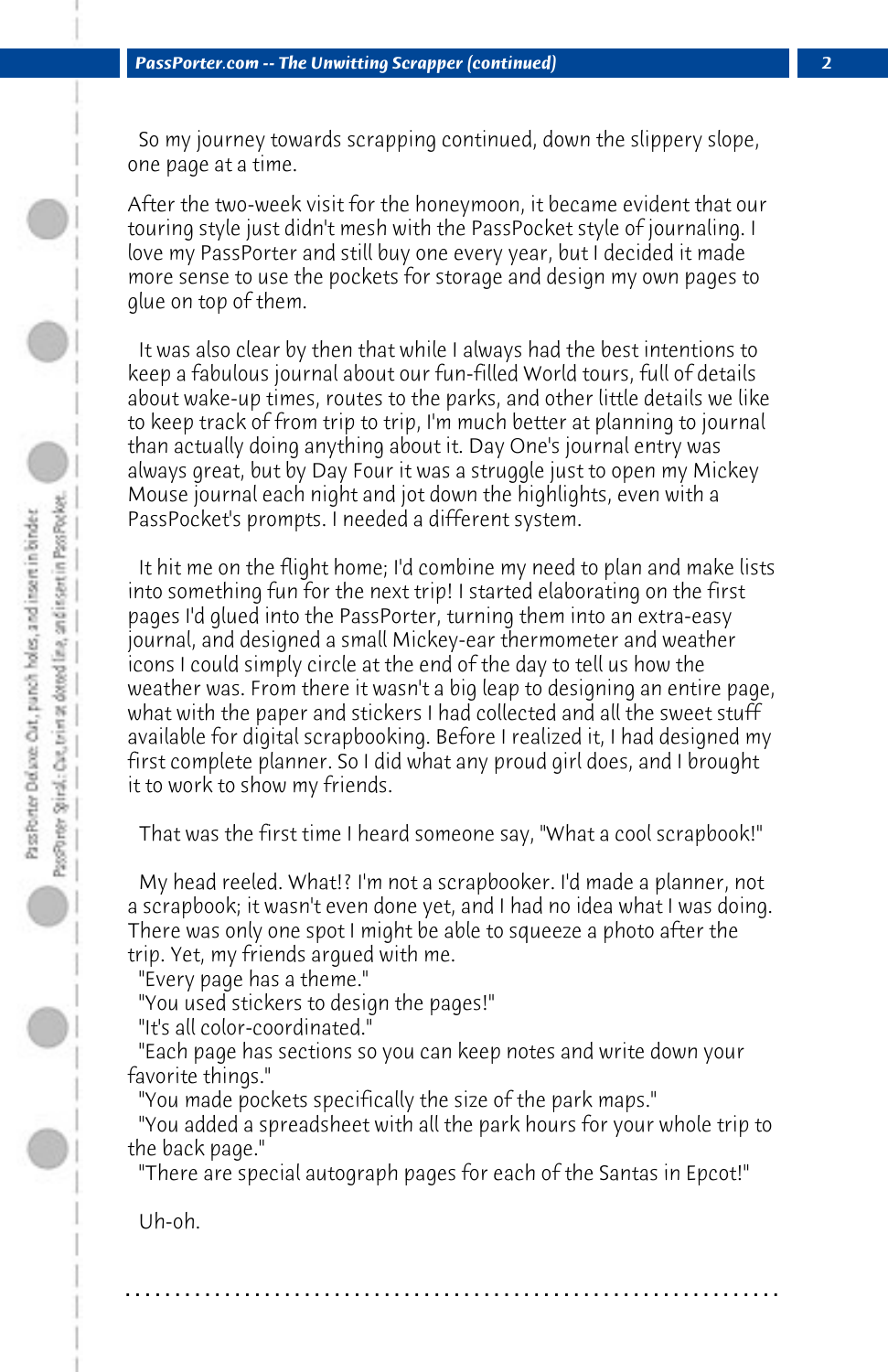So my journey towards scrapping continued, down the slippery slope, one page at a time.

After the two-week visit for the honeymoon, it became evident that our touring style just didn't mesh with the PassPocket style of journaling. I love my PassPorter and still buy one every year, but I decided it made more sense to use the pockets for storage and design my own pages to glue on top of them.

It was also clear by then that while I always had the best intentions to keep a fabulous journal about our fun-filled World tours, full of details about wake-up times, routes to the parks, and other little details we like to keep track of from trip to trip, I'm much better at planning to journal than actually doing anything about it. Day One's journal entry was always great, but by Day Four it was a struggle just to open my Mickey Mouse journal each night and jot down the highlights, even with a PassPocket's prompts. I needed a different system.

It hit me on the flight home; I'd combine my need to plan and make lists into something fun for the next trip! I started elaborating on the first pages I'd glued into the PassPorter, turning them into an extra-easy journal, and designed a small Mickey-ear thermometer and weather icons I could simply circle at the end of the day to tell us how the weather was. From there it wasn't a big leap to designing an entire page, what with the paper and stickers I had collected and all the sweet stuff available for digital scrapbooking. Before I realized it, I had designed my first complete planner. So I did what any proud girl does, and I brought it to work to show my friends.

That was the first time I heard someone say, "What a cool scrapbook!"

My head reeled. What!? I'm not a scrapbooker. I'd made a planner, not a scrapbook; it wasn't even done yet, and I had no idea what I was doing. There was only one spot I might be able to squeeze a photo after the trip. Yet, my friends argued with me.

"Every page has a theme."

"You used stickers to design the pages!"

"It's all color-coordinated."

"Each page has sections so you can keep notes and write down your favorite things."

"You made pockets specifically the size of the park maps."

"You added a spreadsheet with all the park hours for your whole trip to the back page."

"There are special autograph pages for each of the Santas in Epcot!"

Uh-oh.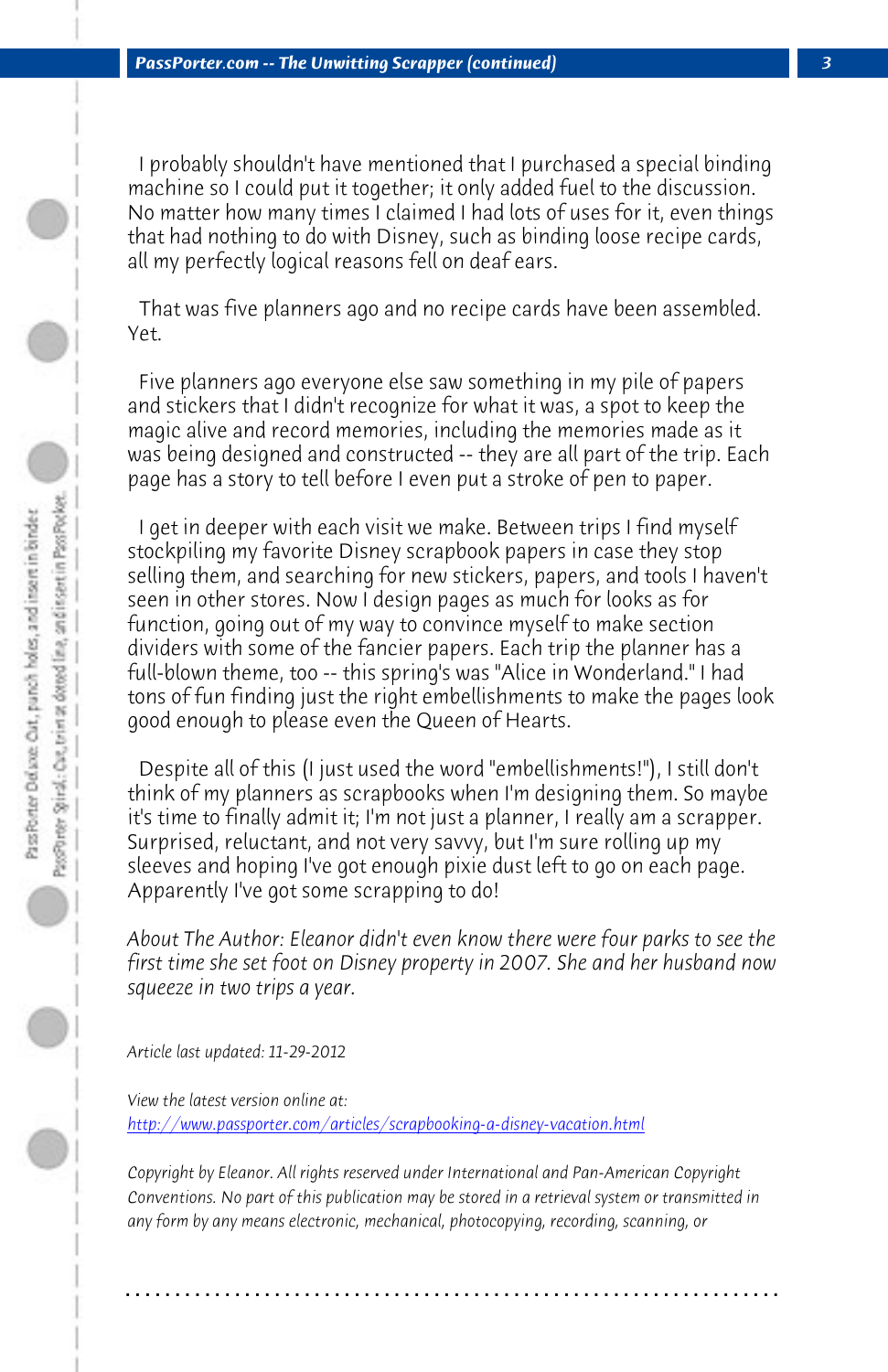I probably shouldn't have mentioned that I purchased a special binding machine so I could put it together; it only added fuel to the discussion. No matter how many times I claimed I had lots of uses for it, even things that had nothing to do with Disney, such as binding loose recipe cards, all my perfectly logical reasons fell on deaf ears.

That was five planners ago and no recipe cards have been assembled. Yet.

Five planners ago everyone else saw something in my pile of papers and stickers that I didn't recognize for what it was, a spot to keep the magic alive and record memories, including the memories made as it was being designed and constructed -- they are all part of the trip. Each page has a story to tell before I even put a stroke of pen to paper.

I get in deeper with each visit we make. Between trips I find myself stockpiling my favorite Disney scrapbook papers in case they stop selling them, and searching for new stickers, papers, and tools I haven't seen in other stores. Now I design pages as much for looks as for function, going out of my way to convince myself to make section dividers with some of the fancier papers. Each trip the planner has a full-blown theme, too -- this spring's was "Alice in Wonderland." I had tons of fun finding just the right embellishments to make the pages look good enough to please even the Queen of Hearts.

Despite all of this (I just used the word "embellishments!"), I still don't think of my planners as scrapbooks when I'm designing them. So maybe it's time to finally admit it; I'm not just a planner, I really am a scrapper. Surprised, reluctant, and not very savvy, but I'm sure rolling up my sleeves and hoping I've got enough pixie dust left to go on each page. Apparently I've got some scrapping to do!

*About The Author: Eleanor didn't even know there were four parks to see the first time she set foot on Disney property in 2007. She and her husband now squeeze in two trips a year.*

*Article last updated: 11-29-2012*

*View the latest version online at:*
*http://www.passporter.com/articles/scrapbooking-a-disney-vacation.html*

*Copyright by Eleanor. All rights reserved under International and Pan-American Copyright Conventions. No part of this publication may be stored in a retrieval system or transmitted in any form by any means electronic, mechanical, photocopying, recording, scanning, or*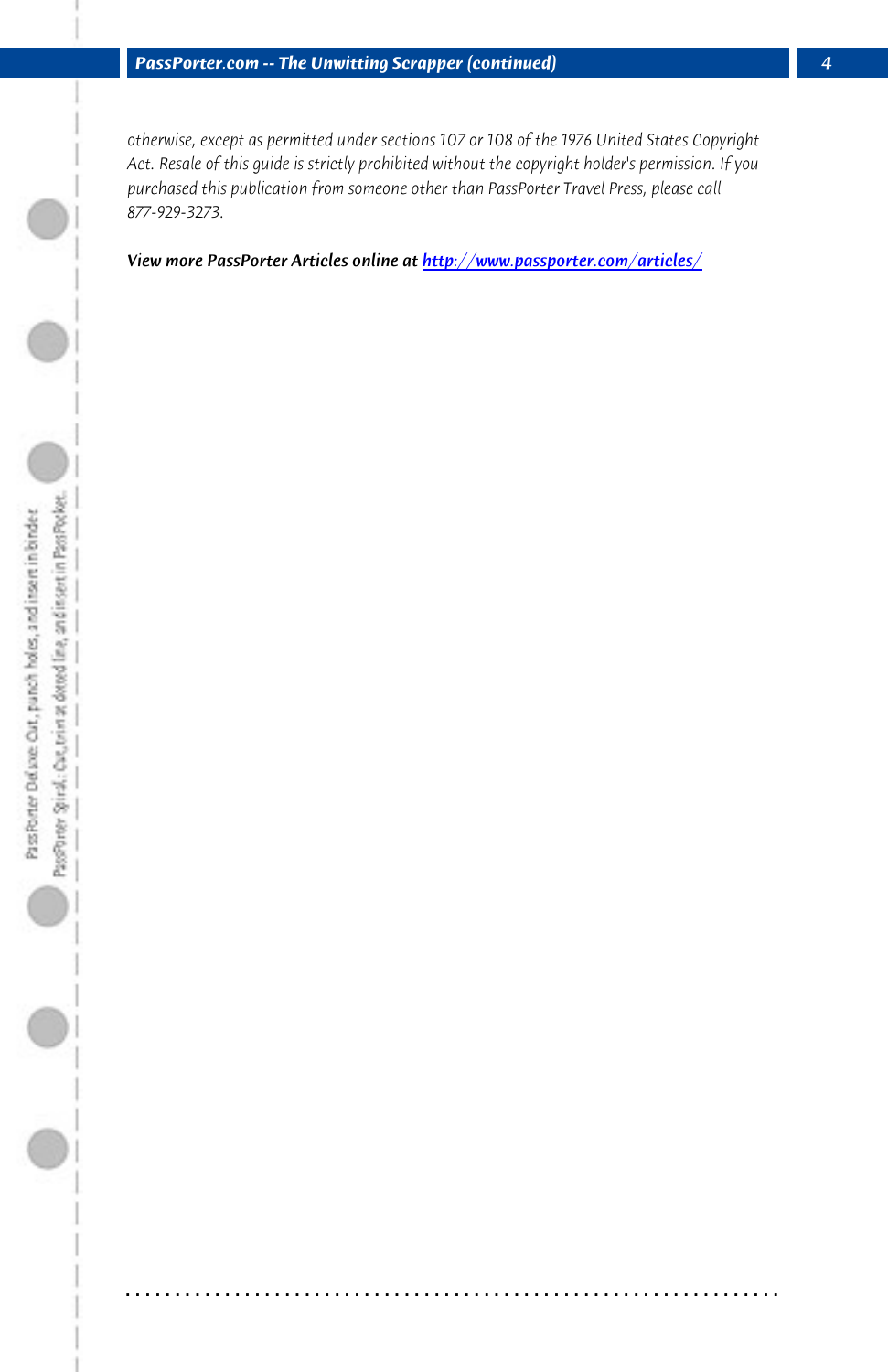*otherwise, except as permitted under sections 107 or 108 of the 1976 United States Copyright Act. Resale of this guide is strictly prohibited without the copyright holder's permission. If you purchased this publication from someone other than PassPorter Travel Press, please call 877-929-3273.*

***View more PassPorter Articles online at [http://www.passporter.com/articles/](http://www.passporter.com/articles/)***